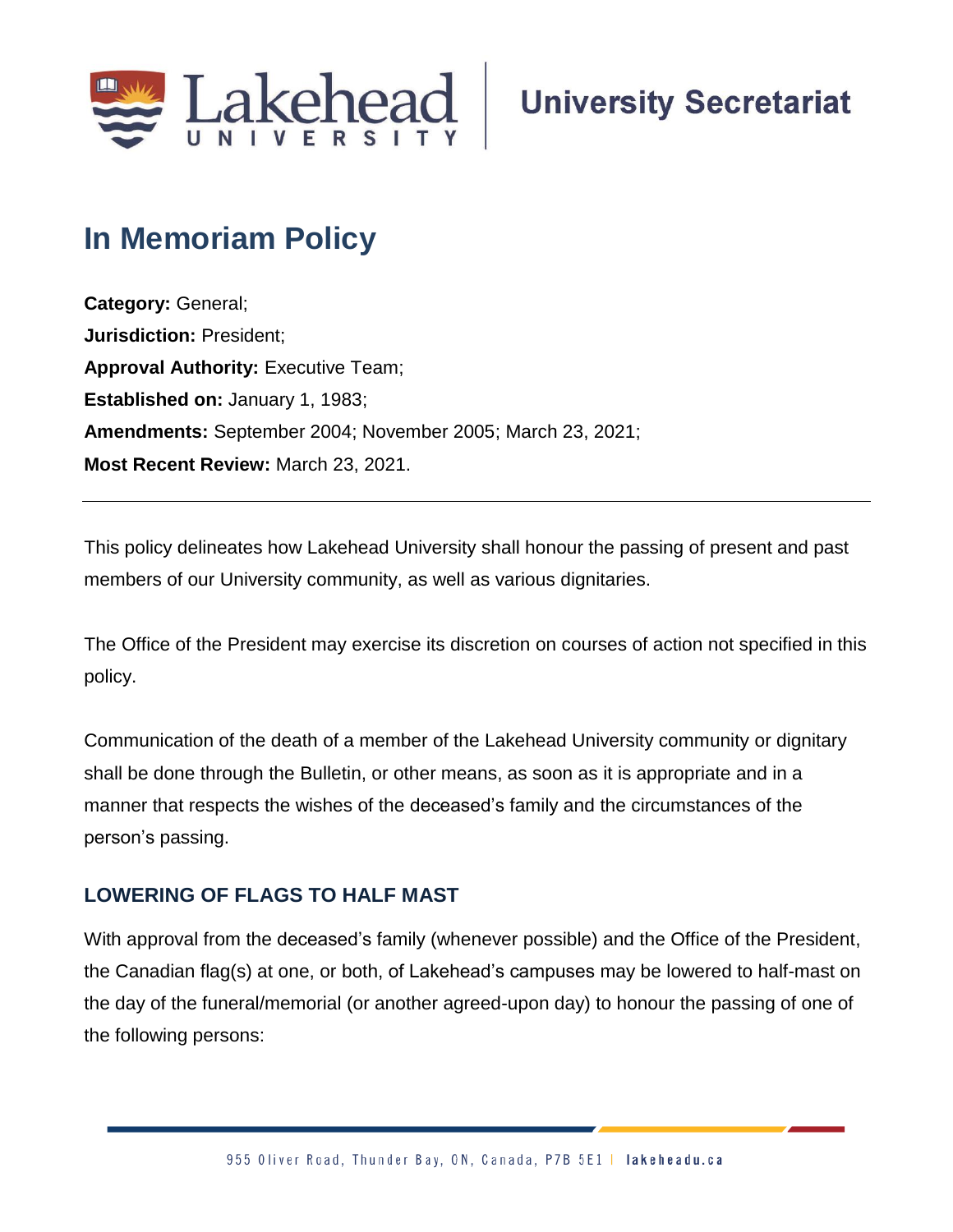# In Memoriam Policy

**Category:** General;
**Jurisdiction:** President;
**Approval Authority:** Executive Team;
**Established on:** January 1, 1983;
**Amendments:** September 2004; November 2005; March 23, 2021;
**Most Recent Review:** March 23, 2021.

---

This policy delineates how Lakehead University shall honour the passing of present and past members of our University community, as well as various dignitaries.

The Office of the President may exercise its discretion on courses of action not specified in this policy.

Communication of the death of a member of the Lakehead University community or dignitary shall be done through the Bulletin, or other means, as soon as it is appropriate and in a manner that respects the wishes of the deceased's family and the circumstances of the person's passing.

## LOWERING OF FLAGS TO HALF MAST

With approval from the deceased's family (whenever possible) and the Office of the President, the Canadian flag(s) at one, or both, of Lakehead's campuses may be lowered to half-mast on the day of the funeral/memorial (or another agreed-upon day) to honour the passing of one of the following persons: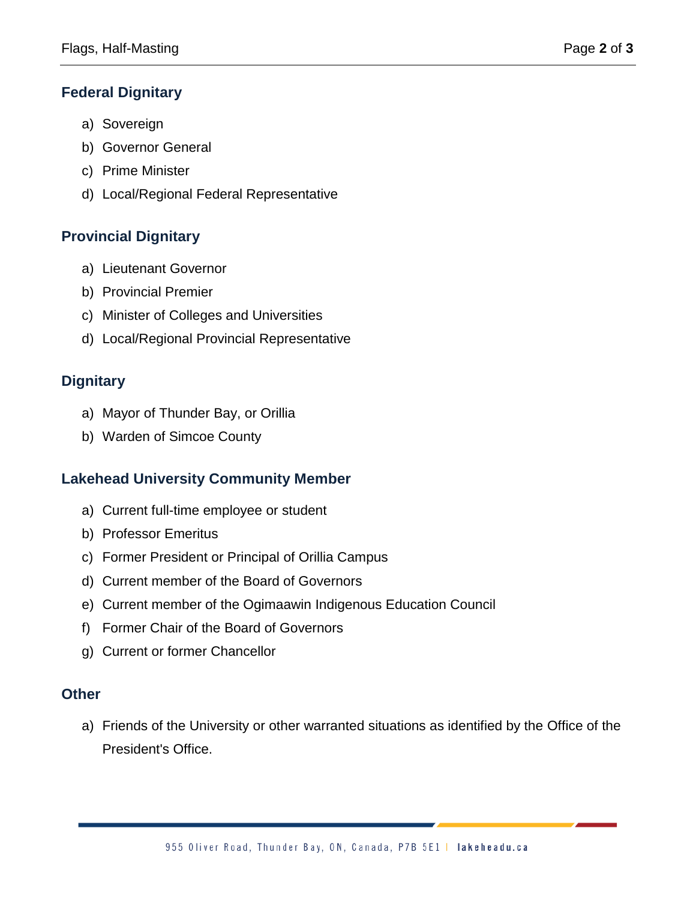## Federal Dignitary

a) Sovereign
b) Governor General
c) Prime Minister
d) Local/Regional Federal Representative

## Provincial Dignitary

a) Lieutenant Governor
b) Provincial Premier
c) Minister of Colleges and Universities
d) Local/Regional Provincial Representative

## Dignitary

a) Mayor of Thunder Bay, or Orillia
b) Warden of Simcoe County

## Lakehead University Community Member

a) Current full-time employee or student
b) Professor Emeritus
c) Former President or Principal of Orillia Campus
d) Current member of the Board of Governors
e) Current member of the Ogimaawin Indigenous Education Council
f) Former Chair of the Board of Governors
g) Current or former Chancellor

## Other

a) Friends of the University or other warranted situations as identified by the Office of the President's Office.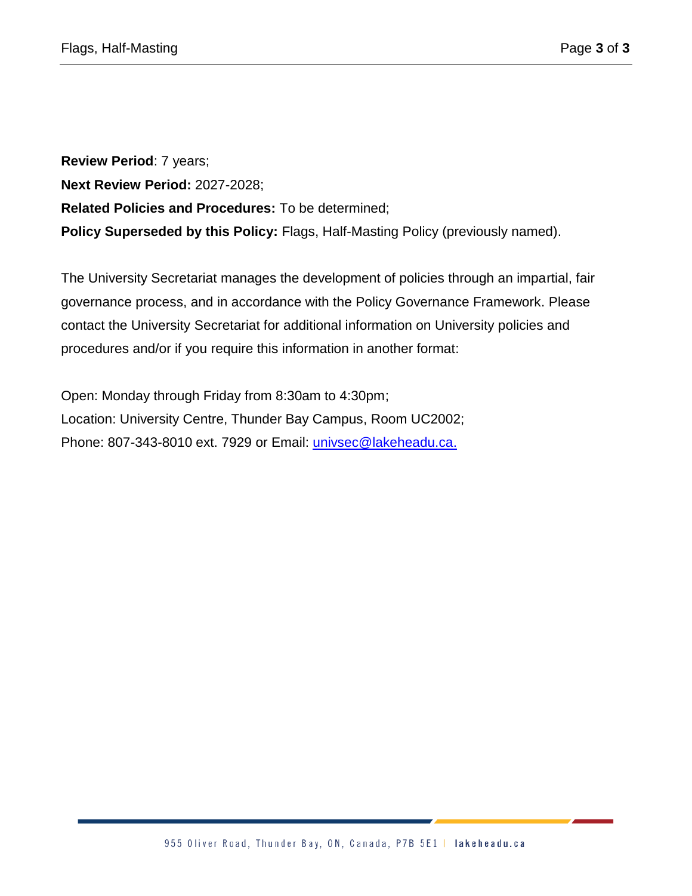**Review Period**: 7 years;

**Next Review Period:** 2027-2028;

**Related Policies and Procedures:** To be determined;

**Policy Superseded by this Policy:** Flags, Half-Masting Policy (previously named).

The University Secretariat manages the development of policies through an impartial, fair governance process, and in accordance with the Policy Governance Framework. Please contact the University Secretariat for additional information on University policies and procedures and/or if you require this information in another format:

Open: Monday through Friday from 8:30am to 4:30pm;
Location: University Centre, Thunder Bay Campus, Room UC2002;
Phone: 807-343-8010 ext. 7929 or Email: [univsec@lakeheadu.ca.](mailto:univsec@lakeheadu.ca)